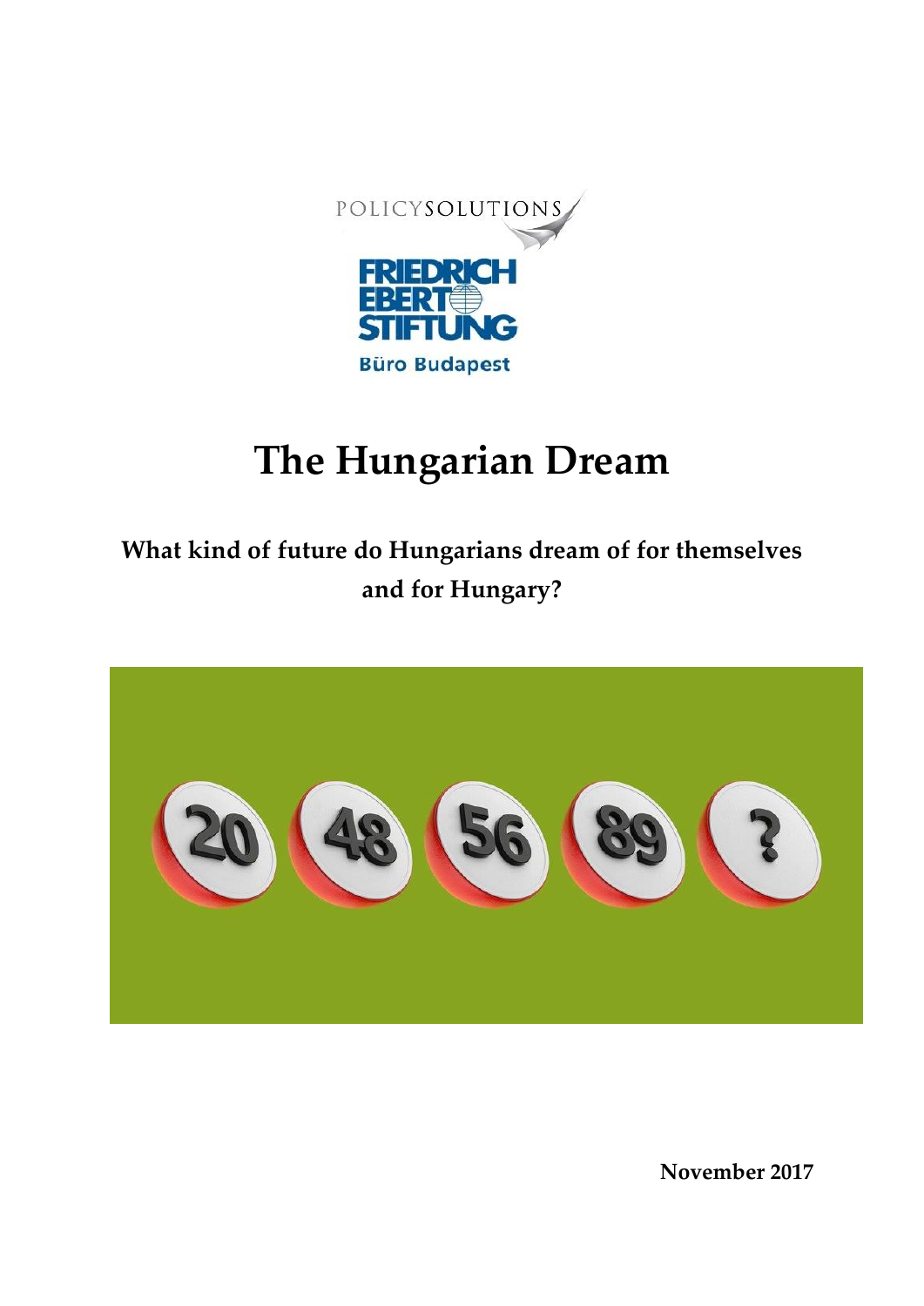POLICYSOLUTIONS

FRIEDRICH EBERT STIFTUNG

Büro Budapest

# The Hungarian Dream

## What kind of future do Hungarians dream of for themselves and for Hungary?

**November 2017**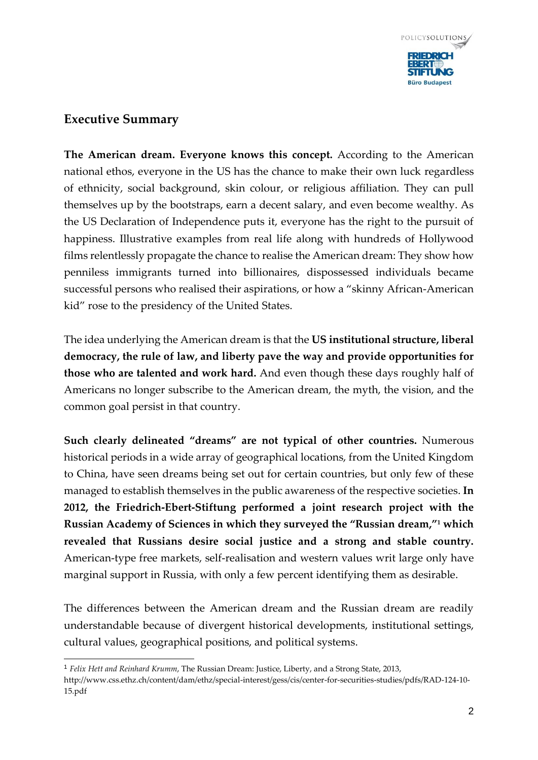## Executive Summary

**The American dream. Everyone knows this concept.** According to the American national ethos, everyone in the US has the chance to make their own luck regardless of ethnicity, social background, skin colour, or religious affiliation. They can pull themselves up by the bootstraps, earn a decent salary, and even become wealthy. As the US Declaration of Independence puts it, everyone has the right to the pursuit of happiness. Illustrative examples from real life along with hundreds of Hollywood films relentlessly propagate the chance to realise the American dream: They show how penniless immigrants turned into billionaires, dispossessed individuals became successful persons who realised their aspirations, or how a "skinny African-American kid" rose to the presidency of the United States.

The idea underlying the American dream is that the **US institutional structure, liberal democracy, the rule of law, and liberty pave the way and provide opportunities for those who are talented and work hard.** And even though these days roughly half of Americans no longer subscribe to the American dream, the myth, the vision, and the common goal persist in that country.

**Such clearly delineated "dreams" are not typical of other countries.** Numerous historical periods in a wide array of geographical locations, from the United Kingdom to China, have seen dreams being set out for certain countries, but only few of these managed to establish themselves in the public awareness of the respective societies. **In 2012, the Friedrich-Ebert-Stiftung performed a joint research project with the Russian Academy of Sciences in which they surveyed the "Russian dream,"[1] which revealed that Russians desire social justice and a strong and stable country.** American-type free markets, self-realisation and western values writ large only have marginal support in Russia, with only a few percent identifying them as desirable.

The differences between the American dream and the Russian dream are readily understandable because of divergent historical developments, institutional settings, cultural values, geographical positions, and political systems.

---

[1] *Felix Hett and Reinhard Krumm*, The Russian Dream: Justice, Liberty, and a Strong State, 2013, http://www.css.ethz.ch/content/dam/ethz/special-interest/gess/cis/center-for-securities-studies/pdfs/RAD-124-10-15.pdf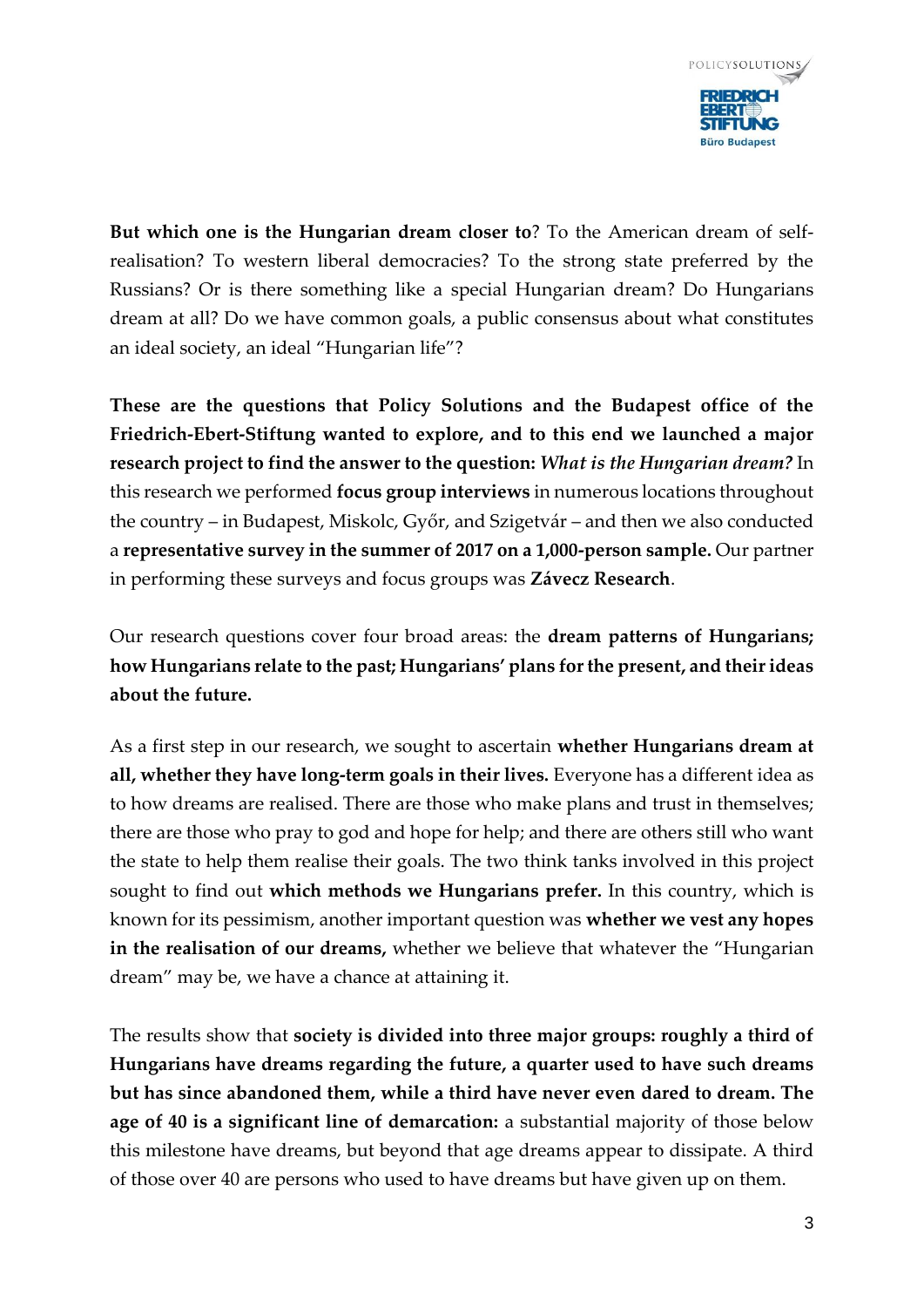**But which one is the Hungarian dream closer to**? To the American dream of self-realisation? To western liberal democracies? To the strong state preferred by the Russians? Or is there something like a special Hungarian dream? Do Hungarians dream at all? Do we have common goals, a public consensus about what constitutes an ideal society, an ideal "Hungarian life"?

**These are the questions that Policy Solutions and the Budapest office of the Friedrich-Ebert-Stiftung wanted to explore, and to this end we launched a major research project to find the answer to the question:** ***What is the Hungarian dream?*** In this research we performed **focus group interviews** in numerous locations throughout the country – in Budapest, Miskolc, Győr, and Szigetvár – and then we also conducted a **representative survey in the summer of 2017 on a 1,000-person sample.** Our partner in performing these surveys and focus groups was **Závecz Research**.

Our research questions cover four broad areas: the **dream patterns of Hungarians; how Hungarians relate to the past; Hungarians' plans for the present, and their ideas about the future.**

As a first step in our research, we sought to ascertain **whether Hungarians dream at all, whether they have long-term goals in their lives.** Everyone has a different idea as to how dreams are realised. There are those who make plans and trust in themselves; there are those who pray to god and hope for help; and there are others still who want the state to help them realise their goals. The two think tanks involved in this project sought to find out **which methods we Hungarians prefer.** In this country, which is known for its pessimism, another important question was **whether we vest any hopes in the realisation of our dreams,** whether we believe that whatever the "Hungarian dream" may be, we have a chance at attaining it.

The results show that **society is divided into three major groups: roughly a third of Hungarians have dreams regarding the future, a quarter used to have such dreams but has since abandoned them, while a third have never even dared to dream. The age of 40 is a significant line of demarcation:** a substantial majority of those below this milestone have dreams, but beyond that age dreams appear to dissipate. A third of those over 40 are persons who used to have dreams but have given up on them.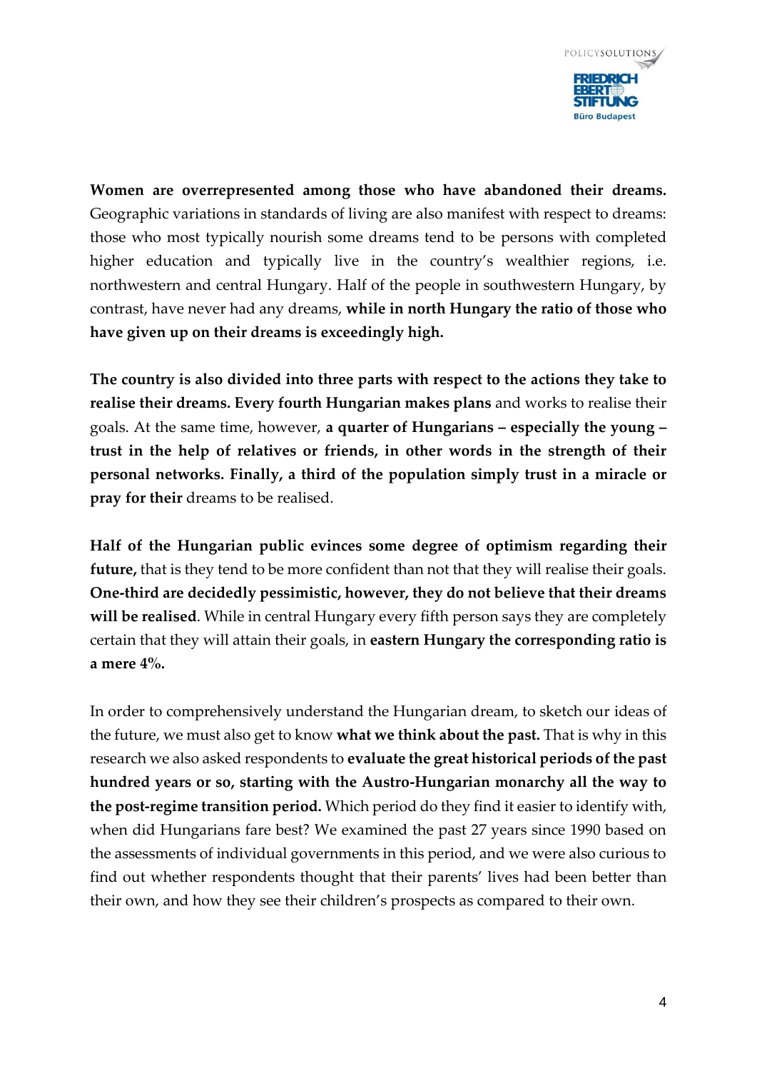**Women are overrepresented among those who have abandoned their dreams.** Geographic variations in standards of living are also manifest with respect to dreams: those who most typically nourish some dreams tend to be persons with completed higher education and typically live in the country's wealthier regions, i.e. northwestern and central Hungary. Half of the people in southwestern Hungary, by contrast, have never had any dreams, **while in north Hungary the ratio of those who have given up on their dreams is exceedingly high.**

**The country is also divided into three parts with respect to the actions they take to realise their dreams. Every fourth Hungarian makes plans** and works to realise their goals. At the same time, however, **a quarter of Hungarians – especially the young – trust in the help of relatives or friends, in other words in the strength of their personal networks. Finally, a third of the population simply trust in a miracle or pray for their** dreams to be realised.

**Half of the Hungarian public evinces some degree of optimism regarding their future,** that is they tend to be more confident than not that they will realise their goals. **One-third are decidedly pessimistic, however, they do not believe that their dreams will be realised**. While in central Hungary every fifth person says they are completely certain that they will attain their goals, in **eastern Hungary the corresponding ratio is a mere 4%.**

In order to comprehensively understand the Hungarian dream, to sketch our ideas of the future, we must also get to know **what we think about the past.** That is why in this research we also asked respondents to **evaluate the great historical periods of the past hundred years or so, starting with the Austro-Hungarian monarchy all the way to the post-regime transition period.** Which period do they find it easier to identify with, when did Hungarians fare best? We examined the past 27 years since 1990 based on the assessments of individual governments in this period, and we were also curious to find out whether respondents thought that their parents' lives had been better than their own, and how they see their children's prospects as compared to their own.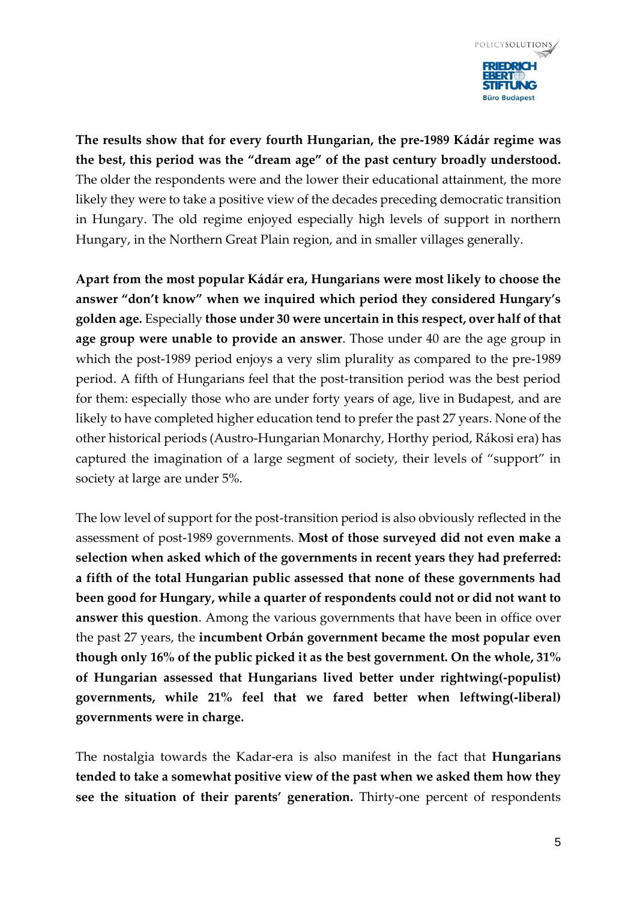**The results show that for every fourth Hungarian, the pre-1989 Kádár regime was the best, this period was the "dream age" of the past century broadly understood.** The older the respondents were and the lower their educational attainment, the more likely they were to take a positive view of the decades preceding democratic transition in Hungary. The old regime enjoyed especially high levels of support in northern Hungary, in the Northern Great Plain region, and in smaller villages generally.

**Apart from the most popular Kádár era, Hungarians were most likely to choose the answer "don't know" when we inquired which period they considered Hungary's golden age.** Especially **those under 30 were uncertain in this respect, over half of that age group were unable to provide an answer**. Those under 40 are the age group in which the post-1989 period enjoys a very slim plurality as compared to the pre-1989 period. A fifth of Hungarians feel that the post-transition period was the best period for them: especially those who are under forty years of age, live in Budapest, and are likely to have completed higher education tend to prefer the past 27 years. None of the other historical periods (Austro-Hungarian Monarchy, Horthy period, Rákosi era) has captured the imagination of a large segment of society, their levels of "support" in society at large are under 5%.

The low level of support for the post-transition period is also obviously reflected in the assessment of post-1989 governments. **Most of those surveyed did not even make a selection when asked which of the governments in recent years they had preferred: a fifth of the total Hungarian public assessed that none of these governments had been good for Hungary, while a quarter of respondents could not or did not want to answer this question**. Among the various governments that have been in office over the past 27 years, the **incumbent Orbán government became the most popular even though only 16% of the public picked it as the best government. On the whole, 31% of Hungarian assessed that Hungarians lived better under rightwing(-populist) governments, while 21% feel that we fared better when leftwing(-liberal) governments were in charge.**

The nostalgia towards the Kadar-era is also manifest in the fact that **Hungarians tended to take a somewhat positive view of the past when we asked them how they see the situation of their parents' generation.** Thirty-one percent of respondents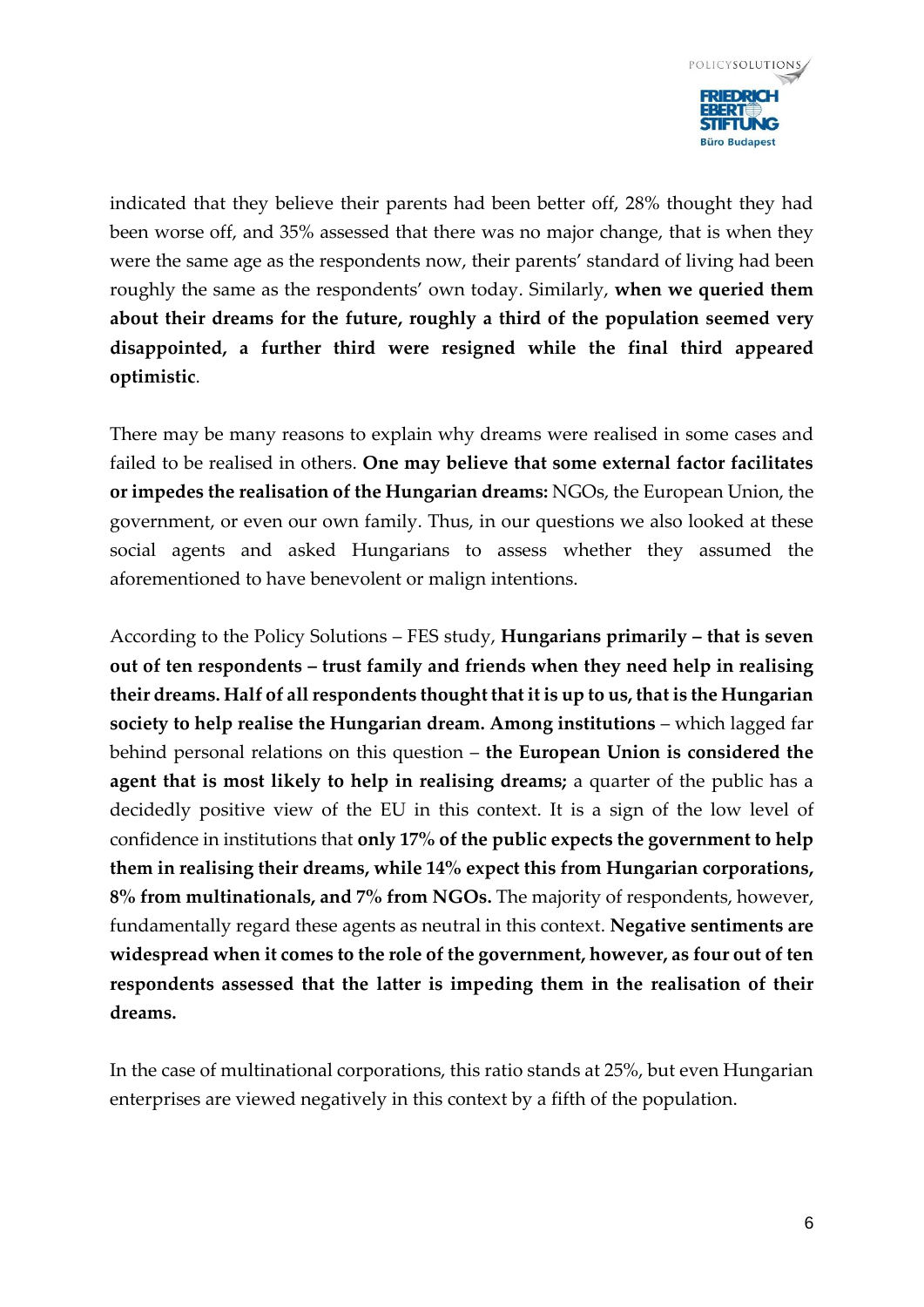indicated that they believe their parents had been better off, 28% thought they had been worse off, and 35% assessed that there was no major change, that is when they were the same age as the respondents now, their parents' standard of living had been roughly the same as the respondents' own today. Similarly, **when we queried them about their dreams for the future, roughly a third of the population seemed very disappointed, a further third were resigned while the final third appeared optimistic**.

There may be many reasons to explain why dreams were realised in some cases and failed to be realised in others. **One may believe that some external factor facilitates or impedes the realisation of the Hungarian dreams:** NGOs, the European Union, the government, or even our own family. Thus, in our questions we also looked at these social agents and asked Hungarians to assess whether they assumed the aforementioned to have benevolent or malign intentions.

According to the Policy Solutions – FES study, **Hungarians primarily – that is seven out of ten respondents – trust family and friends when they need help in realising their dreams. Half of all respondents thought that it is up to us, that is the Hungarian society to help realise the Hungarian dream. Among institutions** – which lagged far behind personal relations on this question – **the European Union is considered the agent that is most likely to help in realising dreams;** a quarter of the public has a decidedly positive view of the EU in this context. It is a sign of the low level of confidence in institutions that **only 17% of the public expects the government to help them in realising their dreams, while 14% expect this from Hungarian corporations, 8% from multinationals, and 7% from NGOs.** The majority of respondents, however, fundamentally regard these agents as neutral in this context. **Negative sentiments are widespread when it comes to the role of the government, however, as four out of ten respondents assessed that the latter is impeding them in the realisation of their dreams.**

In the case of multinational corporations, this ratio stands at 25%, but even Hungarian enterprises are viewed negatively in this context by a fifth of the population.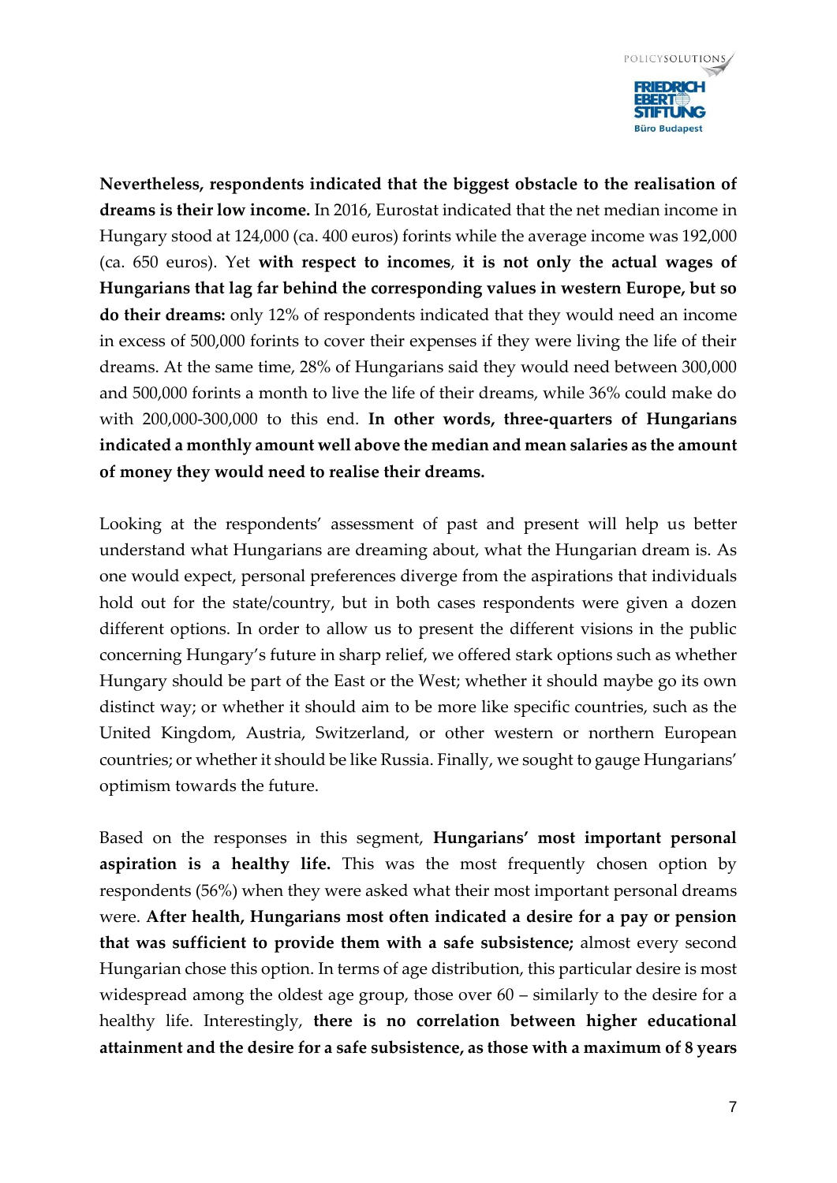**Nevertheless, respondents indicated that the biggest obstacle to the realisation of dreams is their low income.** In 2016, Eurostat indicated that the net median income in Hungary stood at 124,000 (ca. 400 euros) forints while the average income was 192,000 (ca. 650 euros). Yet **with respect to incomes**, **it is not only the actual wages of Hungarians that lag far behind the corresponding values in western Europe, but so do their dreams:** only 12% of respondents indicated that they would need an income in excess of 500,000 forints to cover their expenses if they were living the life of their dreams. At the same time, 28% of Hungarians said they would need between 300,000 and 500,000 forints a month to live the life of their dreams, while 36% could make do with 200,000-300,000 to this end. **In other words, three-quarters of Hungarians indicated a monthly amount well above the median and mean salaries as the amount of money they would need to realise their dreams.**

Looking at the respondents' assessment of past and present will help us better understand what Hungarians are dreaming about, what the Hungarian dream is. As one would expect, personal preferences diverge from the aspirations that individuals hold out for the state/country, but in both cases respondents were given a dozen different options. In order to allow us to present the different visions in the public concerning Hungary's future in sharp relief, we offered stark options such as whether Hungary should be part of the East or the West; whether it should maybe go its own distinct way; or whether it should aim to be more like specific countries, such as the United Kingdom, Austria, Switzerland, or other western or northern European countries; or whether it should be like Russia. Finally, we sought to gauge Hungarians' optimism towards the future.

Based on the responses in this segment, **Hungarians' most important personal aspiration is a healthy life.** This was the most frequently chosen option by respondents (56%) when they were asked what their most important personal dreams were. **After health, Hungarians most often indicated a desire for a pay or pension that was sufficient to provide them with a safe subsistence;** almost every second Hungarian chose this option. In terms of age distribution, this particular desire is most widespread among the oldest age group, those over 60 – similarly to the desire for a healthy life. Interestingly, **there is no correlation between higher educational attainment and the desire for a safe subsistence, as those with a maximum of 8 years**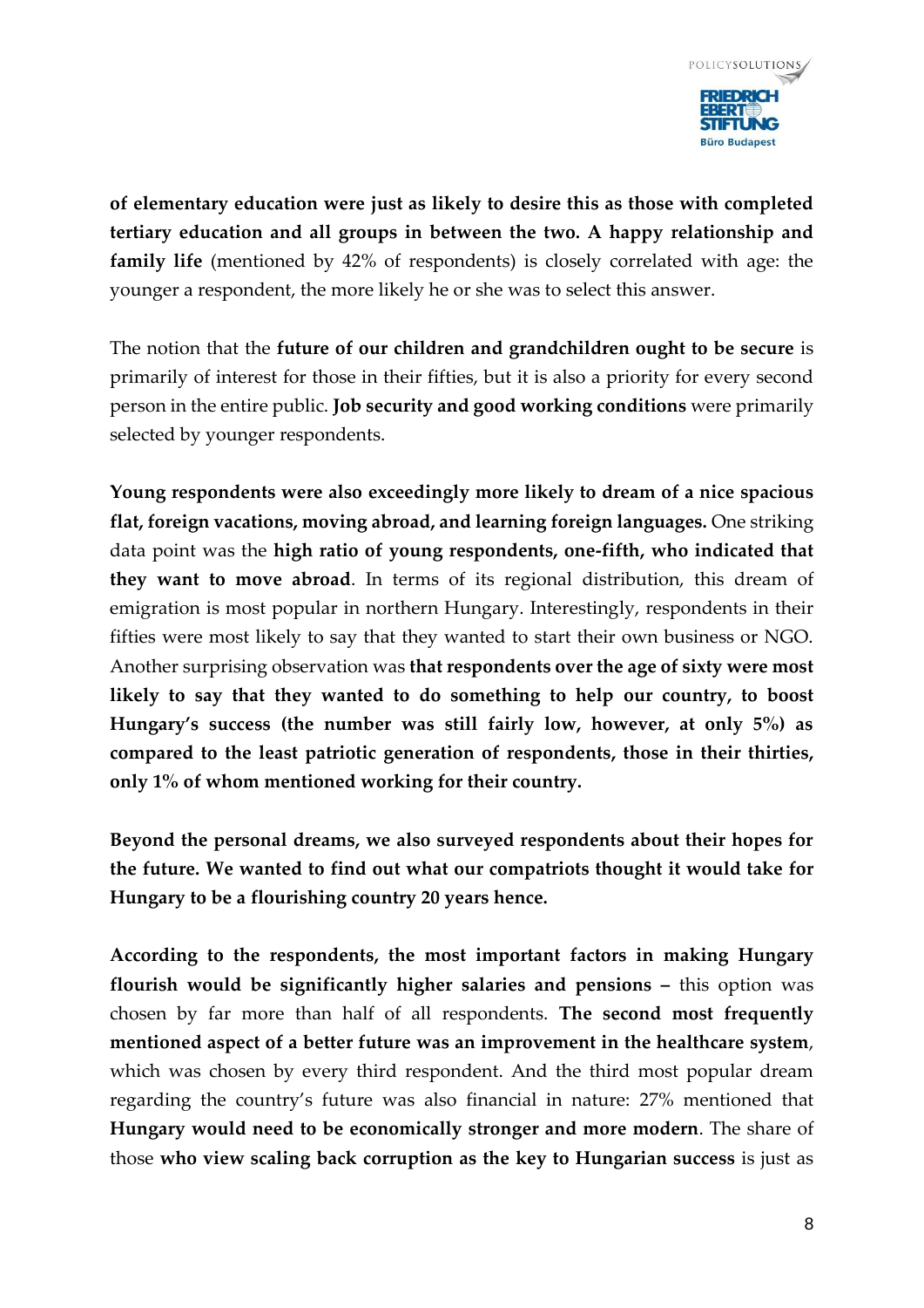**of elementary education were just as likely to desire this as those with completed tertiary education and all groups in between the two. A happy relationship and family life** (mentioned by 42% of respondents) is closely correlated with age: the younger a respondent, the more likely he or she was to select this answer.

The notion that the **future of our children and grandchildren ought to be secure** is primarily of interest for those in their fifties, but it is also a priority for every second person in the entire public. **Job security and good working conditions** were primarily selected by younger respondents.

**Young respondents were also exceedingly more likely to dream of a nice spacious flat, foreign vacations, moving abroad, and learning foreign languages.** One striking data point was the **high ratio of young respondents, one-fifth, who indicated that they want to move abroad**. In terms of its regional distribution, this dream of emigration is most popular in northern Hungary. Interestingly, respondents in their fifties were most likely to say that they wanted to start their own business or NGO. Another surprising observation was **that respondents over the age of sixty were most likely to say that they wanted to do something to help our country, to boost Hungary's success (the number was still fairly low, however, at only 5%) as compared to the least patriotic generation of respondents, those in their thirties, only 1% of whom mentioned working for their country.**

**Beyond the personal dreams, we also surveyed respondents about their hopes for the future. We wanted to find out what our compatriots thought it would take for Hungary to be a flourishing country 20 years hence.**

**According to the respondents, the most important factors in making Hungary flourish would be significantly higher salaries and pensions –** this option was chosen by far more than half of all respondents. **The second most frequently mentioned aspect of a better future was an improvement in the healthcare system**, which was chosen by every third respondent. And the third most popular dream regarding the country's future was also financial in nature: 27% mentioned that **Hungary would need to be economically stronger and more modern**. The share of those **who view scaling back corruption as the key to Hungarian success** is just as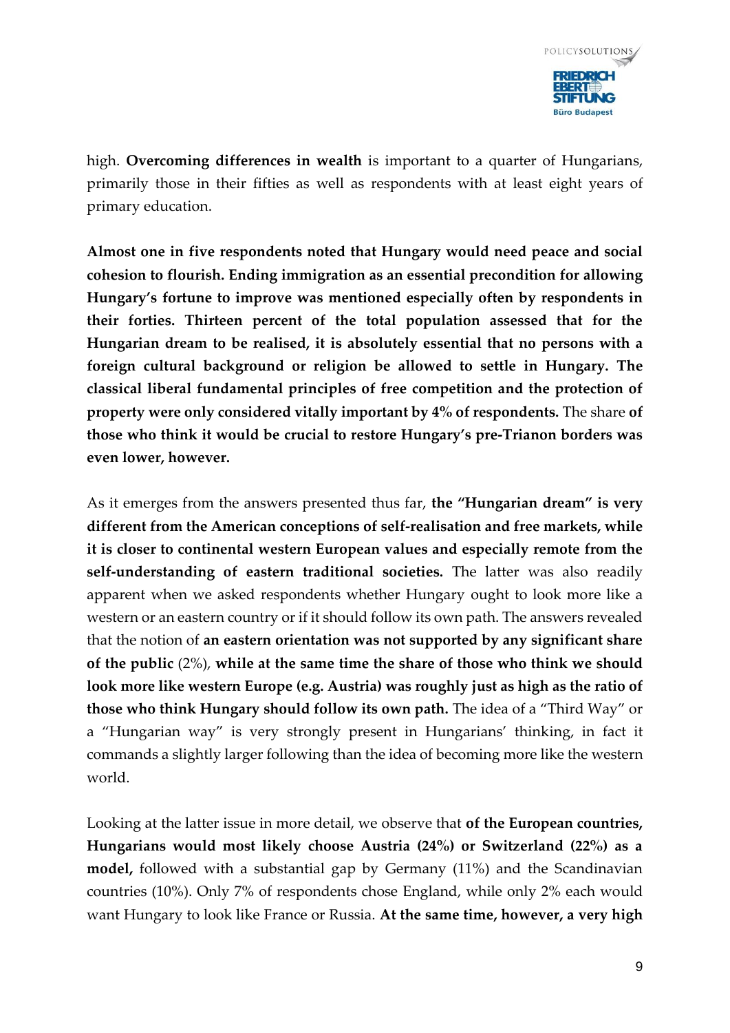high. **Overcoming differences in wealth** is important to a quarter of Hungarians, primarily those in their fifties as well as respondents with at least eight years of primary education.

**Almost one in five respondents noted that Hungary would need peace and social cohesion to flourish. Ending immigration as an essential precondition for allowing Hungary's fortune to improve was mentioned especially often by respondents in their forties. Thirteen percent of the total population assessed that for the Hungarian dream to be realised, it is absolutely essential that no persons with a foreign cultural background or religion be allowed to settle in Hungary. The classical liberal fundamental principles of free competition and the protection of property were only considered vitally important by 4% of respondents.** The share **of those who think it would be crucial to restore Hungary's pre-Trianon borders was even lower, however.**

As it emerges from the answers presented thus far, **the "Hungarian dream" is very different from the American conceptions of self-realisation and free markets, while it is closer to continental western European values and especially remote from the self-understanding of eastern traditional societies.** The latter was also readily apparent when we asked respondents whether Hungary ought to look more like a western or an eastern country or if it should follow its own path. The answers revealed that the notion of **an eastern orientation was not supported by any significant share of the public** (2%), **while at the same time the share of those who think we should look more like western Europe (e.g. Austria) was roughly just as high as the ratio of those who think Hungary should follow its own path.** The idea of a "Third Way" or a "Hungarian way" is very strongly present in Hungarians' thinking, in fact it commands a slightly larger following than the idea of becoming more like the western world.

Looking at the latter issue in more detail, we observe that **of the European countries, Hungarians would most likely choose Austria (24%) or Switzerland (22%) as a model,** followed with a substantial gap by Germany (11%) and the Scandinavian countries (10%). Only 7% of respondents chose England, while only 2% each would want Hungary to look like France or Russia. **At the same time, however, a very high**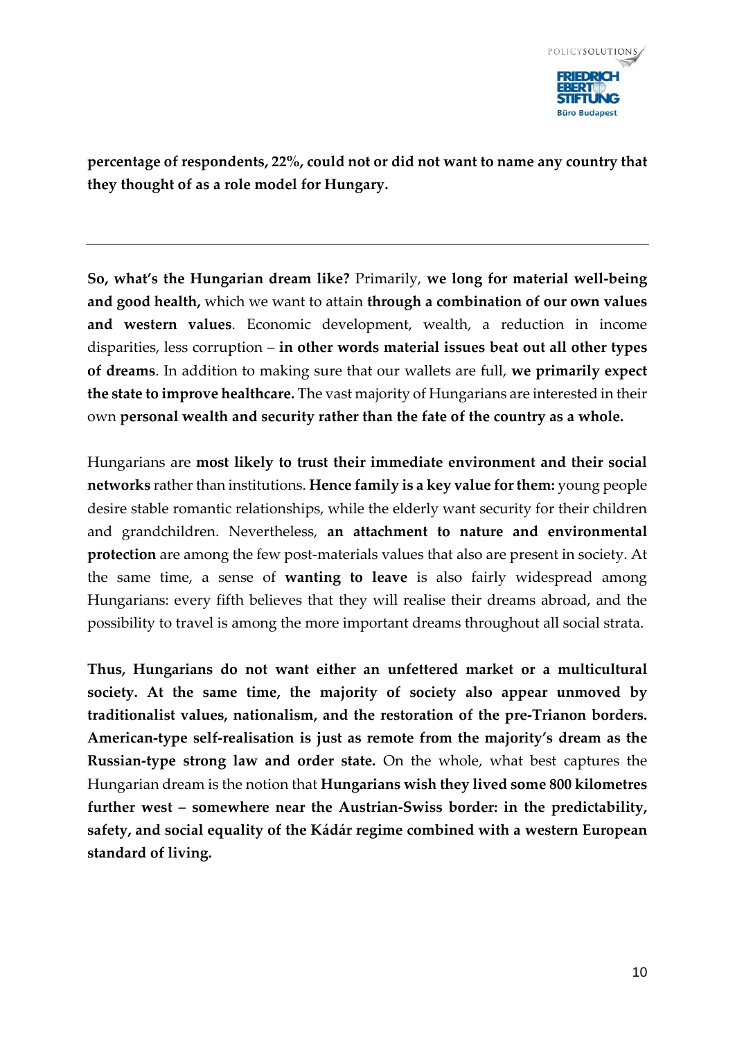**percentage of respondents, 22%, could not or did not want to name any country that they thought of as a role model for Hungary.**

---

**So, what's the Hungarian dream like?** Primarily, **we long for material well-being and good health,** which we want to attain **through a combination of our own values and western values**. Economic development, wealth, a reduction in income disparities, less corruption – **in other words material issues beat out all other types of dreams**. In addition to making sure that our wallets are full, **we primarily expect the state to improve healthcare.** The vast majority of Hungarians are interested in their own **personal wealth and security rather than the fate of the country as a whole.**

Hungarians are **most likely to trust their immediate environment and their social networks** rather than institutions. **Hence family is a key value for them:** young people desire stable romantic relationships, while the elderly want security for their children and grandchildren. Nevertheless, **an attachment to nature and environmental protection** are among the few post-materials values that also are present in society. At the same time, a sense of **wanting to leave** is also fairly widespread among Hungarians: every fifth believes that they will realise their dreams abroad, and the possibility to travel is among the more important dreams throughout all social strata.

**Thus, Hungarians do not want either an unfettered market or a multicultural society. At the same time, the majority of society also appear unmoved by traditionalist values, nationalism, and the restoration of the pre-Trianon borders. American-type self-realisation is just as remote from the majority's dream as the Russian-type strong law and order state.** On the whole, what best captures the Hungarian dream is the notion that **Hungarians wish they lived some 800 kilometres further west – somewhere near the Austrian-Swiss border: in the predictability, safety, and social equality of the Kádár regime combined with a western European standard of living.**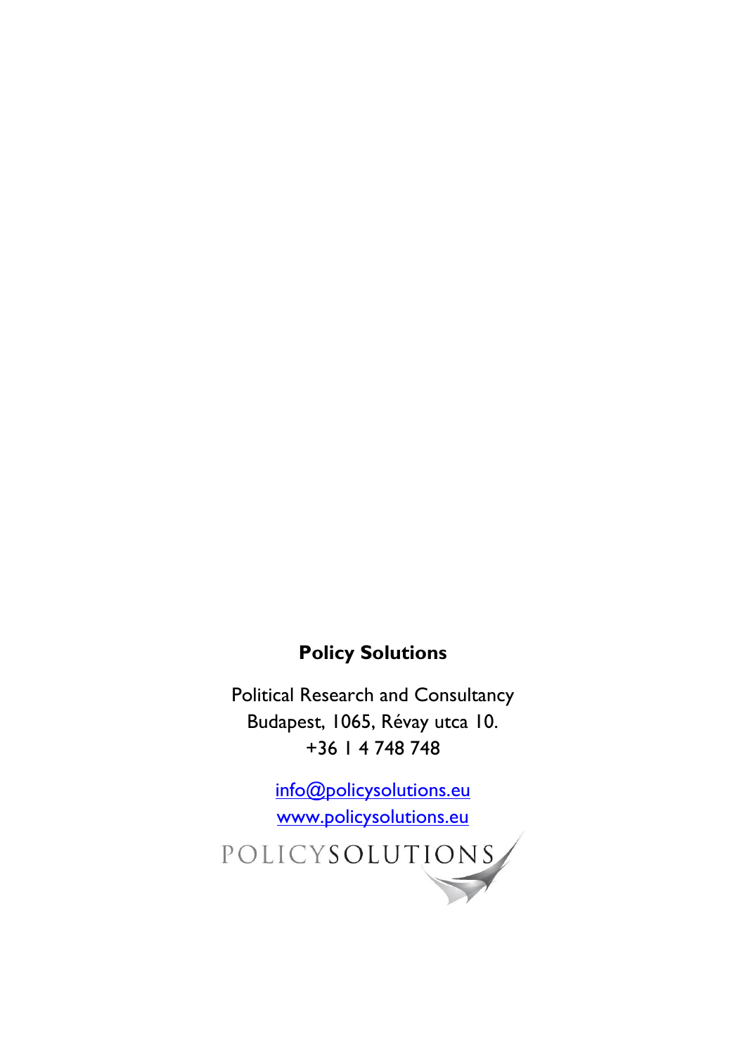**Policy Solutions**

Political Research and Consultancy
Budapest, 1065, Révay utca 10.
+36 1 4 748 748

info@policysolutions.eu
www.policysolutions.eu

POLICYSOLUTIONS